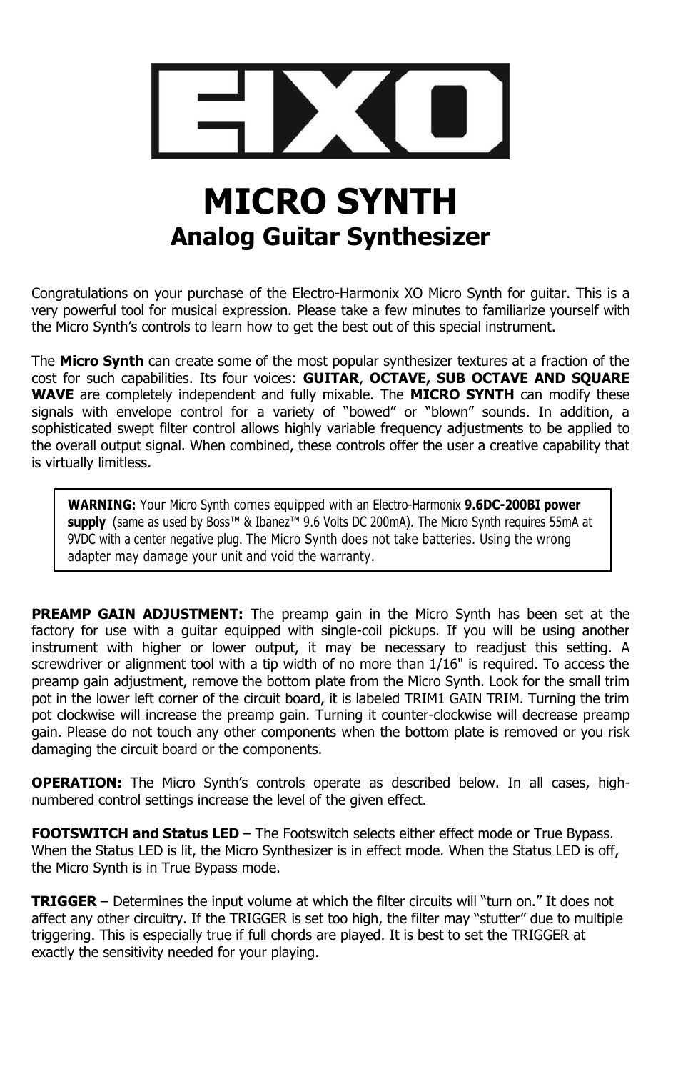# EHXO

# MICRO SYNTH

## Analog Guitar Synthesizer

Congratulations on your purchase of the Electro-Harmonix XO Micro Synth for guitar. This is a very powerful tool for musical expression. Please take a few minutes to familiarize yourself with the Micro Synth's controls to learn how to get the best out of this special instrument.

The **Micro Synth** can create some of the most popular synthesizer textures at a fraction of the cost for such capabilities. Its four voices: **GUITAR**, **OCTAVE, SUB OCTAVE AND SQUARE WAVE** are completely independent and fully mixable. The **MICRO SYNTH** can modify these signals with envelope control for a variety of "bowed" or "blown" sounds. In addition, a sophisticated swept filter control allows highly variable frequency adjustments to be applied to the overall output signal. When combined, these controls offer the user a creative capability that is virtually limitless.

> **WARNING:** Your Micro Synth comes equipped with an Electro-Harmonix **9.6DC-200BI power supply** (same as used by Boss™ & Ibanez™ 9.6 Volts DC 200mA). The Micro Synth requires 55mA at 9VDC with a center negative plug. The Micro Synth does not take batteries. Using the wrong adapter may damage your unit and void the warranty.

**PREAMP GAIN ADJUSTMENT:** The preamp gain in the Micro Synth has been set at the factory for use with a guitar equipped with single-coil pickups. If you will be using another instrument with higher or lower output, it may be necessary to readjust this setting. A screwdriver or alignment tool with a tip width of no more than 1/16" is required. To access the preamp gain adjustment, remove the bottom plate from the Micro Synth. Look for the small trim pot in the lower left corner of the circuit board, it is labeled TRIM1 GAIN TRIM. Turning the trim pot clockwise will increase the preamp gain. Turning it counter-clockwise will decrease preamp gain. Please do not touch any other components when the bottom plate is removed or you risk damaging the circuit board or the components.

**OPERATION:** The Micro Synth's controls operate as described below. In all cases, high-numbered control settings increase the level of the given effect.

**FOOTSWITCH and Status LED** – The Footswitch selects either effect mode or True Bypass. When the Status LED is lit, the Micro Synthesizer is in effect mode. When the Status LED is off, the Micro Synth is in True Bypass mode.

**TRIGGER** – Determines the input volume at which the filter circuits will "turn on." It does not affect any other circuitry. If the TRIGGER is set too high, the filter may "stutter" due to multiple triggering. This is especially true if full chords are played. It is best to set the TRIGGER at exactly the sensitivity needed for your playing.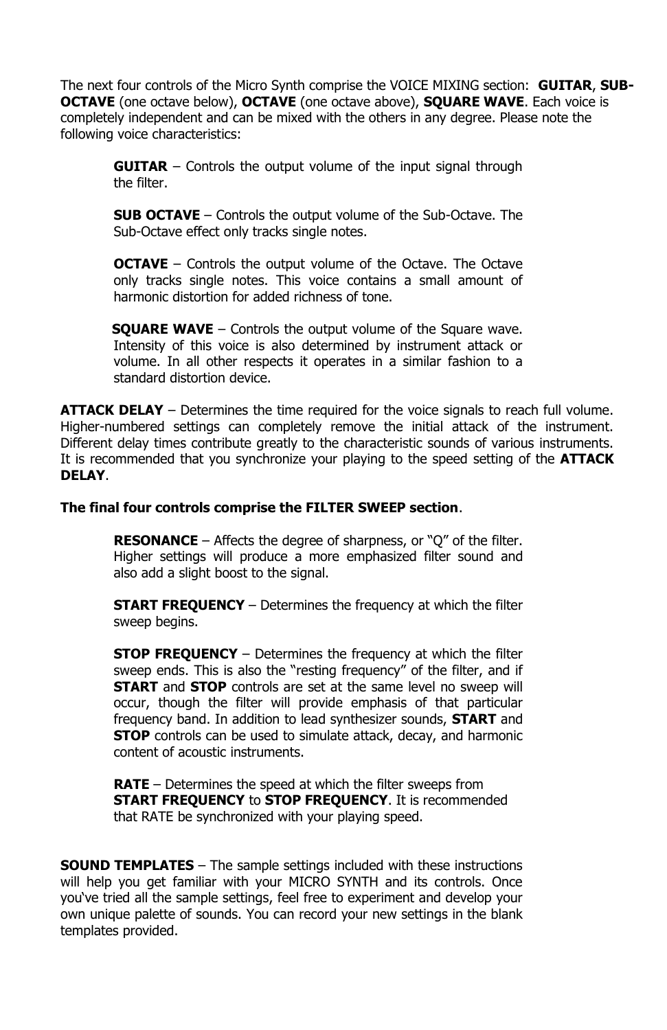The next four controls of the Micro Synth comprise the VOICE MIXING section: **GUITAR**, **SUB-OCTAVE** (one octave below), **OCTAVE** (one octave above), **SQUARE WAVE**. Each voice is completely independent and can be mixed with the others in any degree. Please note the following voice characteristics:

> **GUITAR** – Controls the output volume of the input signal through the filter.
>
> **SUB OCTAVE** – Controls the output volume of the Sub-Octave. The Sub-Octave effect only tracks single notes.
>
> **OCTAVE** – Controls the output volume of the Octave. The Octave only tracks single notes. This voice contains a small amount of harmonic distortion for added richness of tone.
>
> **SQUARE WAVE** – Controls the output volume of the Square wave. Intensity of this voice is also determined by instrument attack or volume. In all other respects it operates in a similar fashion to a standard distortion device.

**ATTACK DELAY** – Determines the time required for the voice signals to reach full volume. Higher-numbered settings can completely remove the initial attack of the instrument. Different delay times contribute greatly to the characteristic sounds of various instruments. It is recommended that you synchronize your playing to the speed setting of the **ATTACK DELAY**.

**The final four controls comprise the FILTER SWEEP section**.

> **RESONANCE** – Affects the degree of sharpness, or "Q" of the filter. Higher settings will produce a more emphasized filter sound and also add a slight boost to the signal.
>
> **START FREQUENCY** – Determines the frequency at which the filter sweep begins.
>
> **STOP FREQUENCY** – Determines the frequency at which the filter sweep ends. This is also the "resting frequency" of the filter, and if **START** and **STOP** controls are set at the same level no sweep will occur, though the filter will provide emphasis of that particular frequency band. In addition to lead synthesizer sounds, **START** and **STOP** controls can be used to simulate attack, decay, and harmonic content of acoustic instruments.
>
> **RATE** – Determines the speed at which the filter sweeps from **START FREQUENCY** to **STOP FREQUENCY**. It is recommended that RATE be synchronized with your playing speed.

**SOUND TEMPLATES** – The sample settings included with these instructions will help you get familiar with your MICRO SYNTH and its controls. Once you've tried all the sample settings, feel free to experiment and develop your own unique palette of sounds. You can record your new settings in the blank templates provided.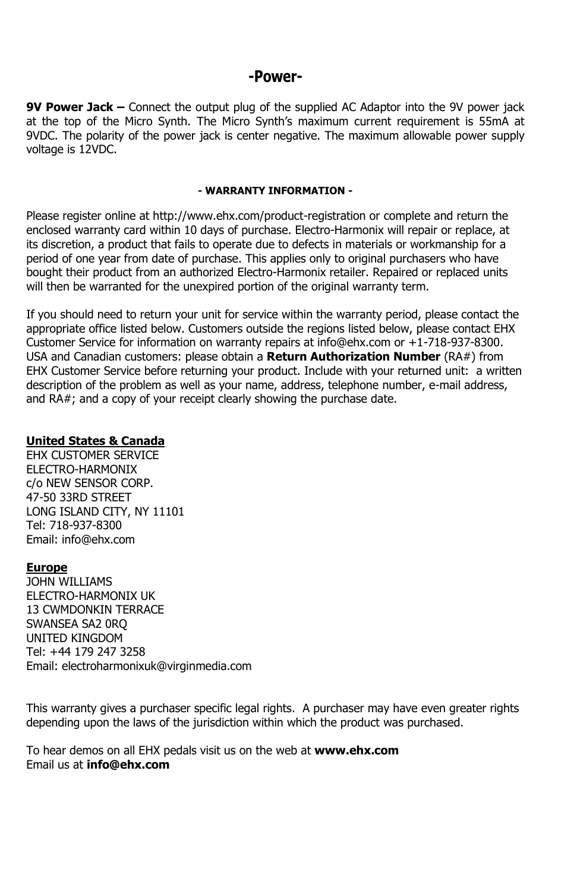# -Power-

**9V Power Jack –** Connect the output plug of the supplied AC Adaptor into the 9V power jack at the top of the Micro Synth. The Micro Synth's maximum current requirement is 55mA at 9VDC. The polarity of the power jack is center negative. The maximum allowable power supply voltage is 12VDC.

### - WARRANTY INFORMATION -

Please register online at http://www.ehx.com/product-registration or complete and return the enclosed warranty card within 10 days of purchase. Electro-Harmonix will repair or replace, at its discretion, a product that fails to operate due to defects in materials or workmanship for a period of one year from date of purchase. This applies only to original purchasers who have bought their product from an authorized Electro-Harmonix retailer. Repaired or replaced units will then be warranted for the unexpired portion of the original warranty term.

If you should need to return your unit for service within the warranty period, please contact the appropriate office listed below. Customers outside the regions listed below, please contact EHX Customer Service for information on warranty repairs at info@ehx.com or +1-718-937-8300. USA and Canadian customers: please obtain a **Return Authorization Number** (RA#) from EHX Customer Service before returning your product. Include with your returned unit: a written description of the problem as well as your name, address, telephone number, e-mail address, and RA#; and a copy of your receipt clearly showing the purchase date.

**United States & Canada**
EHX CUSTOMER SERVICE
ELECTRO-HARMONIX
c/o NEW SENSOR CORP.
47-50 33RD STREET
LONG ISLAND CITY, NY 11101
Tel: 718-937-8300
Email: info@ehx.com

**Europe**
JOHN WILLIAMS
ELECTRO-HARMONIX UK
13 CWMDONKIN TERRACE
SWANSEA SA2 0RQ
UNITED KINGDOM
Tel: +44 179 247 3258
Email: electroharmonixuk@virginmedia.com

This warranty gives a purchaser specific legal rights. A purchaser may have even greater rights depending upon the laws of the jurisdiction within which the product was purchased.

To hear demos on all EHX pedals visit us on the web at **www.ehx.com**
Email us at **info@ehx.com**